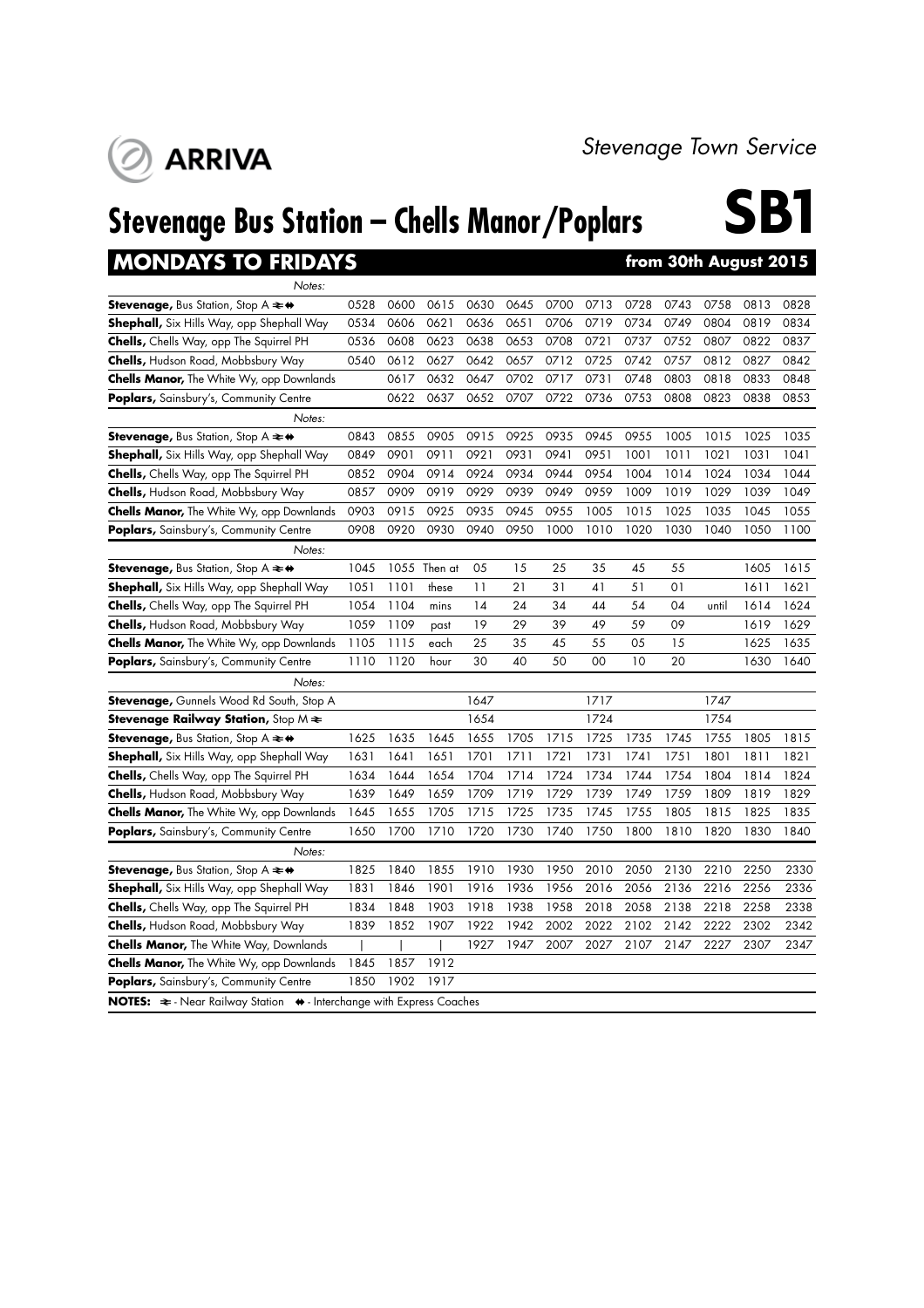ARRIVA

*Stevenage Town Service*

# Stevenage Bus Station – Chells Manor/Poplars SB1

## MONDAYS TO FRIDAYS — from 30th August 2015

| Notes: | | | | | | | | | | | | |
|---|---|---|---|---|---|---|---|---|---|---|---|---|
| **Stevenage,** Bus Station, Stop A ≠ ⇔ | 0528 | 0600 | 0615 | 0630 | 0645 | 0700 | 0713 | 0728 | 0743 | 0758 | 0813 | 0828 |
| **Shephall,** Six Hills Way, opp Shephall Way | 0534 | 0606 | 0621 | 0636 | 0651 | 0706 | 0719 | 0734 | 0749 | 0804 | 0819 | 0834 |
| **Chells,** Chells Way, opp The Squirrel PH | 0536 | 0608 | 0623 | 0638 | 0653 | 0708 | 0721 | 0737 | 0752 | 0807 | 0822 | 0837 |
| **Chells,** Hudson Road, Mobbsbury Way | 0540 | 0612 | 0627 | 0642 | 0657 | 0712 | 0725 | 0742 | 0757 | 0812 | 0827 | 0842 |
| **Chells Manor,** The White Wy, opp Downlands | | 0617 | 0632 | 0647 | 0702 | 0717 | 0731 | 0748 | 0803 | 0818 | 0833 | 0848 |
| **Poplars,** Sainsbury's, Community Centre | | 0622 | 0637 | 0652 | 0707 | 0722 | 0736 | 0753 | 0808 | 0823 | 0838 | 0853 |

| Notes: | | | | | | | | | | | | |
|---|---|---|---|---|---|---|---|---|---|---|---|---|
| **Stevenage,** Bus Station, Stop A ≠ ⇔ | 0843 | 0855 | 0905 | 0915 | 0925 | 0935 | 0945 | 0955 | 1005 | 1015 | 1025 | 1035 |
| **Shephall,** Six Hills Way, opp Shephall Way | 0849 | 0901 | 0911 | 0921 | 0931 | 0941 | 0951 | 1001 | 1011 | 1021 | 1031 | 1041 |
| **Chells,** Chells Way, opp The Squirrel PH | 0852 | 0904 | 0914 | 0924 | 0934 | 0944 | 0954 | 1004 | 1014 | 1024 | 1034 | 1044 |
| **Chells,** Hudson Road, Mobbsbury Way | 0857 | 0909 | 0919 | 0929 | 0939 | 0949 | 0959 | 1009 | 1019 | 1029 | 1039 | 1049 |
| **Chells Manor,** The White Wy, opp Downlands | 0903 | 0915 | 0925 | 0935 | 0945 | 0955 | 1005 | 1015 | 1025 | 1035 | 1045 | 1055 |
| **Poplars,** Sainsbury's, Community Centre | 0908 | 0920 | 0930 | 0940 | 0950 | 1000 | 1010 | 1020 | 1030 | 1040 | 1050 | 1100 |

| Notes: | | | | | | | | | | | | |
|---|---|---|---|---|---|---|---|---|---|---|---|---|
| **Stevenage,** Bus Station, Stop A ≠ ⇔ | 1045 | 1055 | Then at | 05 | 15 | 25 | 35 | 45 | 55 | | 1605 | 1615 |
| **Shephall,** Six Hills Way, opp Shephall Way | 1051 | 1101 | these | 11 | 21 | 31 | 41 | 51 | 01 | | 1611 | 1621 |
| **Chells,** Chells Way, opp The Squirrel PH | 1054 | 1104 | mins | 14 | 24 | 34 | 44 | 54 | 04 | until | 1614 | 1624 |
| **Chells,** Hudson Road, Mobbsbury Way | 1059 | 1109 | past | 19 | 29 | 39 | 49 | 59 | 09 | | 1619 | 1629 |
| **Chells Manor,** The White Wy, opp Downlands | 1105 | 1115 | each | 25 | 35 | 45 | 55 | 05 | 15 | | 1625 | 1635 |
| **Poplars,** Sainsbury's, Community Centre | 1110 | 1120 | hour | 30 | 40 | 50 | 00 | 10 | 20 | | 1630 | 1640 |

| Notes: | | | | | | | | | | | | |
|---|---|---|---|---|---|---|---|---|---|---|---|---|
| **Stevenage,** Gunnels Wood Rd South, Stop A | | | | 1647 | | | 1717 | | | 1747 | | |
| **Stevenage Railway Station,** Stop M ≠ | | | | 1654 | | | 1724 | | | 1754 | | |
| **Stevenage,** Bus Station, Stop A ≠ ⇔ | 1625 | 1635 | 1645 | 1655 | 1705 | 1715 | 1725 | 1735 | 1745 | 1755 | 1805 | 1815 |
| **Shephall,** Six Hills Way, opp Shephall Way | 1631 | 1641 | 1651 | 1701 | 1711 | 1721 | 1731 | 1741 | 1751 | 1801 | 1811 | 1821 |
| **Chells,** Chells Way, opp The Squirrel PH | 1634 | 1644 | 1654 | 1704 | 1714 | 1724 | 1734 | 1744 | 1754 | 1804 | 1814 | 1824 |
| **Chells,** Hudson Road, Mobbsbury Way | 1639 | 1649 | 1659 | 1709 | 1719 | 1729 | 1739 | 1749 | 1759 | 1809 | 1819 | 1829 |
| **Chells Manor,** The White Wy, opp Downlands | 1645 | 1655 | 1705 | 1715 | 1725 | 1735 | 1745 | 1755 | 1805 | 1815 | 1825 | 1835 |
| **Poplars,** Sainsbury's, Community Centre | 1650 | 1700 | 1710 | 1720 | 1730 | 1740 | 1750 | 1800 | 1810 | 1820 | 1830 | 1840 |

| Notes: | | | | | | | | | | | | |
|---|---|---|---|---|---|---|---|---|---|---|---|---|
| **Stevenage,** Bus Station, Stop A ≠ ⇔ | 1825 | 1840 | 1855 | 1910 | 1930 | 1950 | 2010 | 2050 | 2130 | 2210 | 2250 | 2330 |
| **Shephall,** Six Hills Way, opp Shephall Way | 1831 | 1846 | 1901 | 1916 | 1936 | 1956 | 2016 | 2056 | 2136 | 2216 | 2256 | 2336 |
| **Chells,** Chells Way, opp The Squirrel PH | 1834 | 1848 | 1903 | 1918 | 1938 | 1958 | 2018 | 2058 | 2138 | 2218 | 2258 | 2338 |
| **Chells,** Hudson Road, Mobbsbury Way | 1839 | 1852 | 1907 | 1922 | 1942 | 2002 | 2022 | 2102 | 2142 | 2222 | 2302 | 2342 |
| **Chells Manor,** The White Way, Downlands | \| | \| | \| | 1927 | 1947 | 2007 | 2027 | 2107 | 2147 | 2227 | 2307 | 2347 |
| **Chells Manor,** The White Wy, opp Downlands | 1845 | 1857 | 1912 | | | | | | | | | |
| **Poplars,** Sainsbury's, Community Centre | 1850 | 1902 | 1917 | | | | | | | | | |

**NOTES:** ≠ - Near Railway Station ⇔ - Interchange with Express Coaches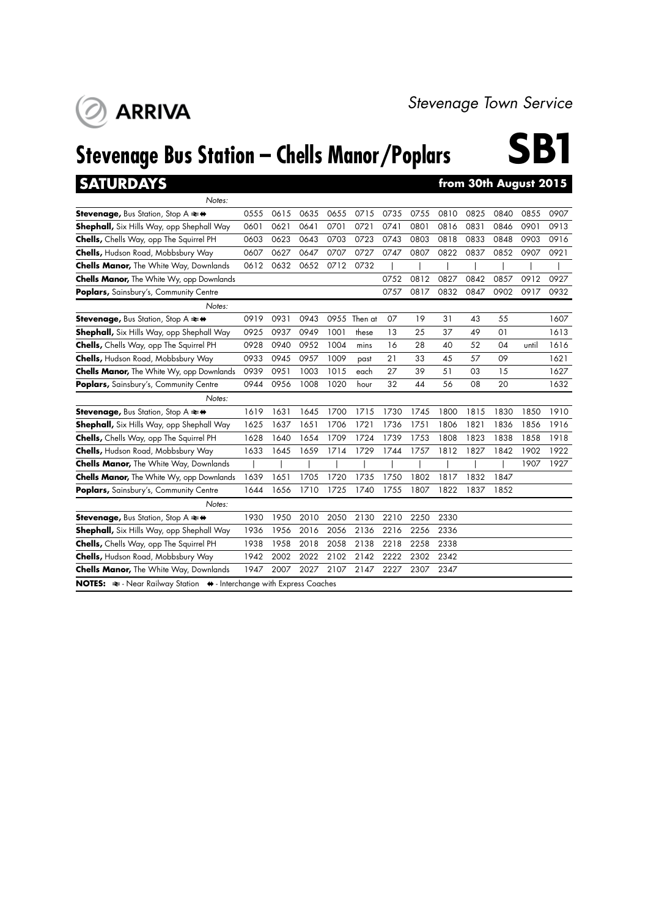ARRIVA

*Stevenage Town Service*

# Stevenage Bus Station – Chells Manor/Poplars SB1

## SATURDAYS from 30th August 2015

| Notes: | | | | | | | | | | | | |
|---|---|---|---|---|---|---|---|---|---|---|---|---|
| **Stevenage,** Bus Station, Stop A ⇌ ⇔ | 0555 | 0615 | 0635 | 0655 | 0715 | 0735 | 0755 | 0810 | 0825 | 0840 | 0855 | 0907 |
| **Shephall,** Six Hills Way, opp Shephall Way | 0601 | 0621 | 0641 | 0701 | 0721 | 0741 | 0801 | 0816 | 0831 | 0846 | 0901 | 0913 |
| **Chells,** Chells Way, opp The Squirrel PH | 0603 | 0623 | 0643 | 0703 | 0723 | 0743 | 0803 | 0818 | 0833 | 0848 | 0903 | 0916 |
| **Chells,** Hudson Road, Mobbsbury Way | 0607 | 0627 | 0647 | 0707 | 0727 | 0747 | 0807 | 0822 | 0837 | 0852 | 0907 | 0921 |
| **Chells Manor,** The White Way, Downlands | 0612 | 0632 | 0652 | 0712 | 0732 | \| | \| | \| | \| | \| | \| | \| |
| **Chells Manor,** The White Wy, opp Downlands | | | | | | 0752 | 0812 | 0827 | 0842 | 0857 | 0912 | 0927 |
| **Poplars,** Sainsbury's, Community Centre | | | | | | 0757 | 0817 | 0832 | 0847 | 0902 | 0917 | 0932 |

| Notes: | | | | | | | | | | | | |
|---|---|---|---|---|---|---|---|---|---|---|---|---|
| **Stevenage,** Bus Station, Stop A ⇌ ⇔ | 0919 | 0931 | 0943 | 0955 | Then at | 07 | 19 | 31 | 43 | 55 | | 1607 |
| **Shephall,** Six Hills Way, opp Shephall Way | 0925 | 0937 | 0949 | 1001 | these | 13 | 25 | 37 | 49 | 01 | | 1613 |
| **Chells,** Chells Way, opp The Squirrel PH | 0928 | 0940 | 0952 | 1004 | mins | 16 | 28 | 40 | 52 | 04 | until | 1616 |
| **Chells,** Hudson Road, Mobbsbury Way | 0933 | 0945 | 0957 | 1009 | past | 21 | 33 | 45 | 57 | 09 | | 1621 |
| **Chells Manor,** The White Wy, opp Downlands | 0939 | 0951 | 1003 | 1015 | each | 27 | 39 | 51 | 03 | 15 | | 1627 |
| **Poplars,** Sainsbury's, Community Centre | 0944 | 0956 | 1008 | 1020 | hour | 32 | 44 | 56 | 08 | 20 | | 1632 |

| Notes: | | | | | | | | | | | | |
|---|---|---|---|---|---|---|---|---|---|---|---|---|
| **Stevenage,** Bus Station, Stop A ⇌ ⇔ | 1619 | 1631 | 1645 | 1700 | 1715 | 1730 | 1745 | 1800 | 1815 | 1830 | 1850 | 1910 |
| **Shephall,** Six Hills Way, opp Shephall Way | 1625 | 1637 | 1651 | 1706 | 1721 | 1736 | 1751 | 1806 | 1821 | 1836 | 1856 | 1916 |
| **Chells,** Chells Way, opp The Squirrel PH | 1628 | 1640 | 1654 | 1709 | 1724 | 1739 | 1753 | 1808 | 1823 | 1838 | 1858 | 1918 |
| **Chells,** Hudson Road, Mobbsbury Way | 1633 | 1645 | 1659 | 1714 | 1729 | 1744 | 1757 | 1812 | 1827 | 1842 | 1902 | 1922 |
| **Chells Manor,** The White Way, Downlands | \| | \| | \| | \| | \| | \| | \| | \| | \| | \| | 1907 | 1927 |
| **Chells Manor,** The White Wy, opp Downlands | 1639 | 1651 | 1705 | 1720 | 1735 | 1750 | 1802 | 1817 | 1832 | 1847 | | |
| **Poplars,** Sainsbury's, Community Centre | 1644 | 1656 | 1710 | 1725 | 1740 | 1755 | 1807 | 1822 | 1837 | 1852 | | |

| Notes: | | | | | | | | |
|---|---|---|---|---|---|---|---|---|
| **Stevenage,** Bus Station, Stop A ⇌ ⇔ | 1930 | 1950 | 2010 | 2050 | 2130 | 2210 | 2250 | 2330 |
| **Shephall,** Six Hills Way, opp Shephall Way | 1936 | 1956 | 2016 | 2056 | 2136 | 2216 | 2256 | 2336 |
| **Chells,** Chells Way, opp The Squirrel PH | 1938 | 1958 | 2018 | 2058 | 2138 | 2218 | 2258 | 2338 |
| **Chells,** Hudson Road, Mobbsbury Way | 1942 | 2002 | 2022 | 2102 | 2142 | 2222 | 2302 | 2342 |
| **Chells Manor,** The White Way, Downlands | 1947 | 2007 | 2027 | 2107 | 2147 | 2227 | 2307 | 2347 |

**NOTES:** ⇌ - Near Railway Station ⇔ - Interchange with Express Coaches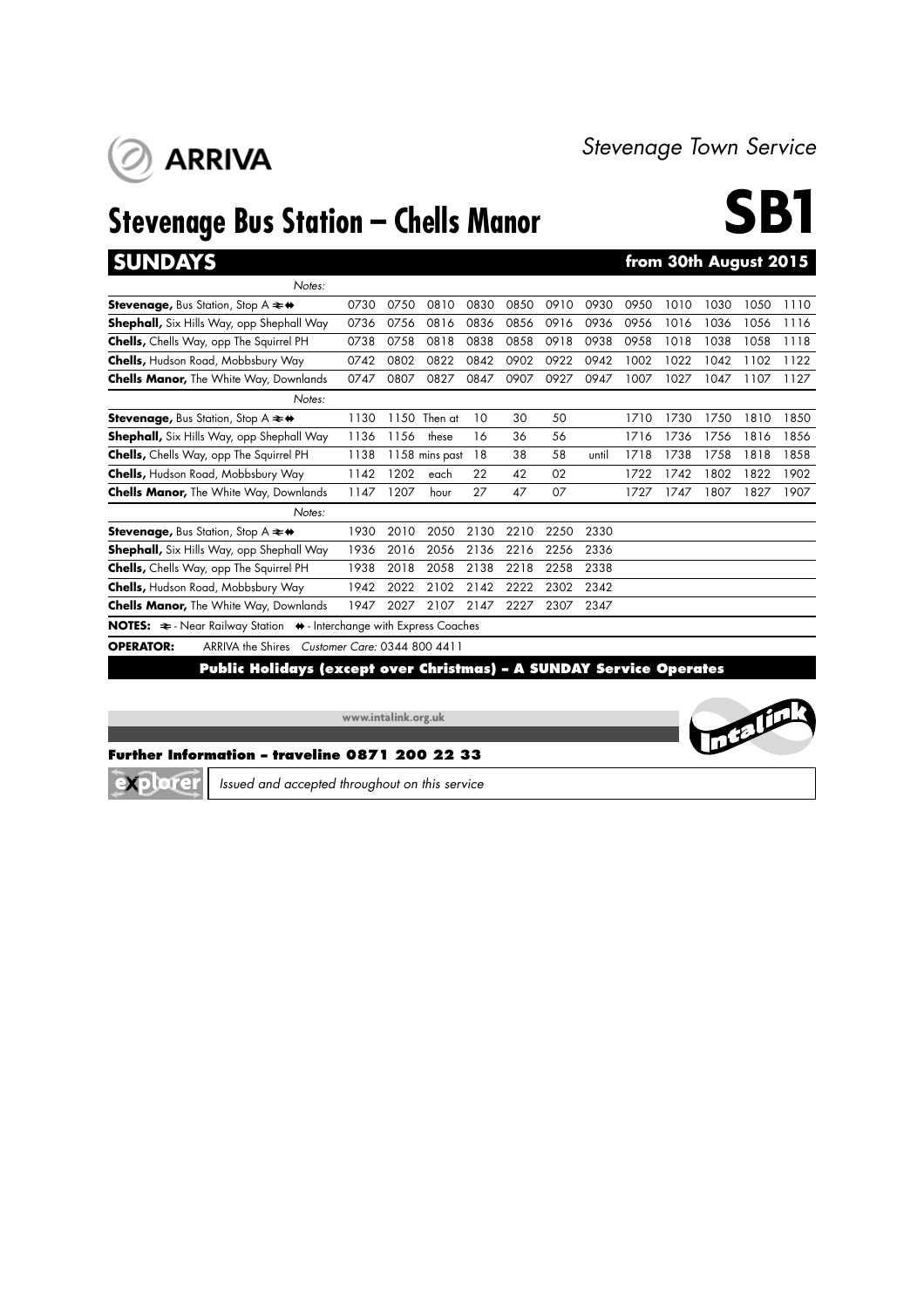ARRIVA

*Stevenage Town Service*

# Stevenage Bus Station – Chells Manor

# SB1

## SUNDAYS — from 30th August 2015

| Notes: | | | | | | | | | | | | |
|---|---|---|---|---|---|---|---|---|---|---|---|---|
| **Stevenage,** Bus Station, Stop A ⇌ ⇼ | 0730 | 0750 | 0810 | 0830 | 0850 | 0910 | 0930 | 0950 | 1010 | 1030 | 1050 | 1110 |
| **Shephall,** Six Hills Way, opp Shephall Way | 0736 | 0756 | 0816 | 0836 | 0856 | 0916 | 0936 | 0956 | 1016 | 1036 | 1056 | 1116 |
| **Chells,** Chells Way, opp The Squirrel PH | 0738 | 0758 | 0818 | 0838 | 0858 | 0918 | 0938 | 0958 | 1018 | 1038 | 1058 | 1118 |
| **Chells,** Hudson Road, Mobbsbury Way | 0742 | 0802 | 0822 | 0842 | 0902 | 0922 | 0942 | 1002 | 1022 | 1042 | 1102 | 1122 |
| **Chells Manor,** The White Way, Downlands | 0747 | 0807 | 0827 | 0847 | 0907 | 0927 | 0947 | 1007 | 1027 | 1047 | 1107 | 1127 |

| Notes: | | | | | | | | | | | | | |
|---|---|---|---|---|---|---|---|---|---|---|---|---|---|
| **Stevenage,** Bus Station, Stop A ⇌ ⇼ | 1130 | 1150 | Then at | 10 | 30 | 50 | | 1710 | 1730 | 1750 | 1810 | 1850 |
| **Shephall,** Six Hills Way, opp Shephall Way | 1136 | 1156 | these | 16 | 36 | 56 | | 1716 | 1736 | 1756 | 1816 | 1856 |
| **Chells,** Chells Way, opp The Squirrel PH | 1138 | 1158 | mins past | 18 | 38 | 58 | until | 1718 | 1738 | 1758 | 1818 | 1858 |
| **Chells,** Hudson Road, Mobbsbury Way | 1142 | 1202 | each | 22 | 42 | 02 | | 1722 | 1742 | 1802 | 1822 | 1902 |
| **Chells Manor,** The White Way, Downlands | 1147 | 1207 | hour | 27 | 47 | 07 | | 1727 | 1747 | 1807 | 1827 | 1907 |

| Notes: | | | | | | | |
|---|---|---|---|---|---|---|---|
| **Stevenage,** Bus Station, Stop A ⇌ ⇼ | 1930 | 2010 | 2050 | 2130 | 2210 | 2250 | 2330 |
| **Shephall,** Six Hills Way, opp Shephall Way | 1936 | 2016 | 2056 | 2136 | 2216 | 2256 | 2336 |
| **Chells,** Chells Way, opp The Squirrel PH | 1938 | 2018 | 2058 | 2138 | 2218 | 2258 | 2338 |
| **Chells,** Hudson Road, Mobbsbury Way | 1942 | 2022 | 2102 | 2142 | 2222 | 2302 | 2342 |
| **Chells Manor,** The White Way, Downlands | 1947 | 2027 | 2107 | 2147 | 2227 | 2307 | 2347 |

**NOTES:** ⇌ - Near Railway Station ⇼ - Interchange with Express Coaches

**OPERATOR:** ARRIVA the Shires *Customer Care:* 0344 800 4411

**Public Holidays (except over Christmas) – A SUNDAY Service Operates**

www.intalink.org.uk

Intalink

**Further Information – traveline 0871 200 22 33**

explorer — *Issued and accepted throughout on this service*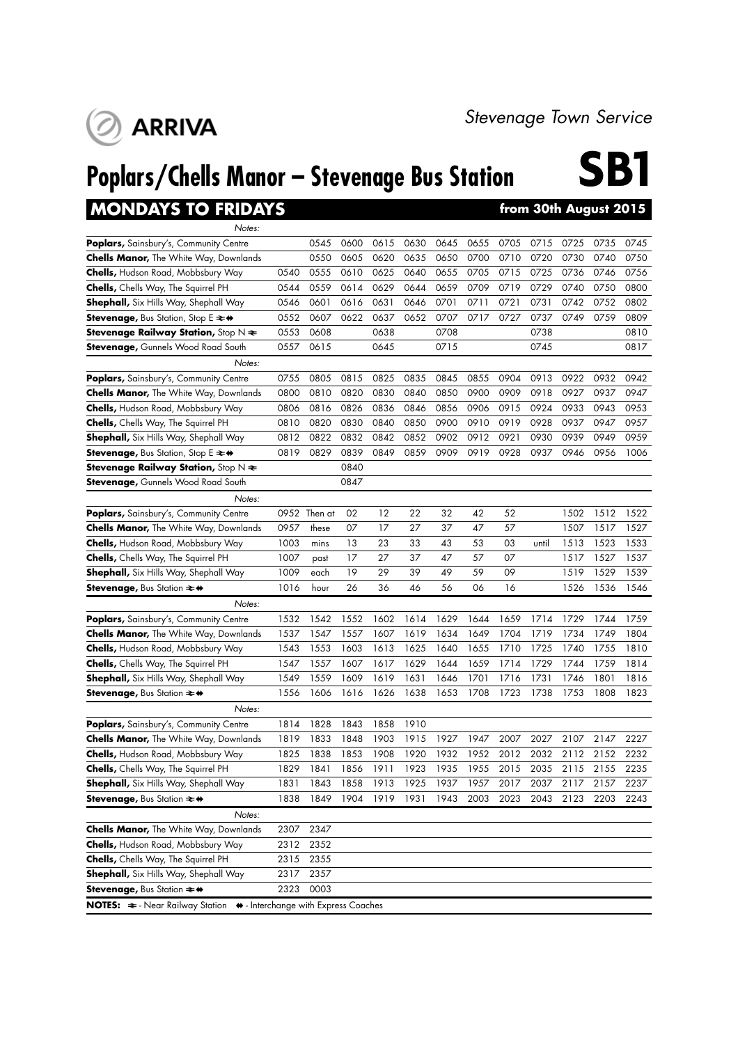# Stevenage Town Service

# Poplars/Chells Manor – Stevenage Bus Station SB1

## MONDAYS TO FRIDAYS from 30th August 2015

| Notes: | | | | | | | | | | | | |
|---|---|---|---|---|---|---|---|---|---|---|---|---|
| **Poplars,** Sainsbury's, Community Centre | | 0545 | 0600 | 0615 | 0630 | 0645 | 0655 | 0705 | 0715 | 0725 | 0735 | 0745 |
| **Chells Manor,** The White Way, Downlands | | 0550 | 0605 | 0620 | 0635 | 0650 | 0700 | 0710 | 0720 | 0730 | 0740 | 0750 |
| **Chells,** Hudson Road, Mobbsbury Way | 0540 | 0555 | 0610 | 0625 | 0640 | 0655 | 0705 | 0715 | 0725 | 0736 | 0746 | 0756 |
| **Chells,** Chells Way, The Squirrel PH | 0544 | 0559 | 0614 | 0629 | 0644 | 0659 | 0709 | 0719 | 0729 | 0740 | 0750 | 0800 |
| **Shephall,** Six Hills Way, Shephall Way | 0546 | 0601 | 0616 | 0631 | 0646 | 0701 | 0711 | 0721 | 0731 | 0742 | 0752 | 0802 |
| **Stevenage,** Bus Station, Stop E ⇌ ⇼ | 0552 | 0607 | 0622 | 0637 | 0652 | 0707 | 0717 | 0727 | 0737 | 0749 | 0759 | 0809 |
| **Stevenage Railway Station,** Stop N ⇌ | 0553 | 0608 | | 0638 | | 0708 | | | 0738 | | | 0810 |
| **Stevenage,** Gunnels Wood Road South | 0557 | 0615 | | 0645 | | 0715 | | | 0745 | | | 0817 |
| Notes: | | | | | | | | | | | | |
| **Poplars,** Sainsbury's, Community Centre | 0755 | 0805 | 0815 | 0825 | 0835 | 0845 | 0855 | 0904 | 0913 | 0922 | 0932 | 0942 |
| **Chells Manor,** The White Way, Downlands | 0800 | 0810 | 0820 | 0830 | 0840 | 0850 | 0900 | 0909 | 0918 | 0927 | 0937 | 0947 |
| **Chells,** Hudson Road, Mobbsbury Way | 0806 | 0816 | 0826 | 0836 | 0846 | 0856 | 0906 | 0915 | 0924 | 0933 | 0943 | 0953 |
| **Chells,** Chells Way, The Squirrel PH | 0810 | 0820 | 0830 | 0840 | 0850 | 0900 | 0910 | 0919 | 0928 | 0937 | 0947 | 0957 |
| **Shephall,** Six Hills Way, Shephall Way | 0812 | 0822 | 0832 | 0842 | 0852 | 0902 | 0912 | 0921 | 0930 | 0939 | 0949 | 0959 |
| **Stevenage,** Bus Station, Stop E ⇌ ⇼ | 0819 | 0829 | 0839 | 0849 | 0859 | 0909 | 0919 | 0928 | 0937 | 0946 | 0956 | 1006 |
| **Stevenage Railway Station,** Stop N ⇌ | | | 0840 | | | | | | | | | |
| **Stevenage,** Gunnels Wood Road South | | | 0847 | | | | | | | | | |
| Notes: | | | | | | | | | | | | |
| **Poplars,** Sainsbury's, Community Centre | 0952 | Then at | 02 | 12 | 22 | 32 | 42 | 52 | | 1502 | 1512 | 1522 |
| **Chells Manor,** The White Way, Downlands | 0957 | these | 07 | 17 | 27 | 37 | 47 | 57 | | 1507 | 1517 | 1527 |
| **Chells,** Hudson Road, Mobbsbury Way | 1003 | mins | 13 | 23 | 33 | 43 | 53 | 03 | until | 1513 | 1523 | 1533 |
| **Chells,** Chells Way, The Squirrel PH | 1007 | past | 17 | 27 | 37 | 47 | 57 | 07 | | 1517 | 1527 | 1537 |
| **Shephall,** Six Hills Way, Shephall Way | 1009 | each | 19 | 29 | 39 | 49 | 59 | 09 | | 1519 | 1529 | 1539 |
| **Stevenage,** Bus Station ⇌ ⇼ | 1016 | hour | 26 | 36 | 46 | 56 | 06 | 16 | | 1526 | 1536 | 1546 |
| Notes: | | | | | | | | | | | | |
| **Poplars,** Sainsbury's, Community Centre | 1532 | 1542 | 1552 | 1602 | 1614 | 1629 | 1644 | 1659 | 1714 | 1729 | 1744 | 1759 |
| **Chells Manor,** The White Way, Downlands | 1537 | 1547 | 1557 | 1607 | 1619 | 1634 | 1649 | 1704 | 1719 | 1734 | 1749 | 1804 |
| **Chells,** Hudson Road, Mobbsbury Way | 1543 | 1553 | 1603 | 1613 | 1625 | 1640 | 1655 | 1710 | 1725 | 1740 | 1755 | 1810 |
| **Chells,** Chells Way, The Squirrel PH | 1547 | 1557 | 1607 | 1617 | 1629 | 1644 | 1659 | 1714 | 1729 | 1744 | 1759 | 1814 |
| **Shephall,** Six Hills Way, Shephall Way | 1549 | 1559 | 1609 | 1619 | 1631 | 1646 | 1701 | 1716 | 1731 | 1746 | 1801 | 1816 |
| **Stevenage,** Bus Station ⇌ ⇼ | 1556 | 1606 | 1616 | 1626 | 1638 | 1653 | 1708 | 1723 | 1738 | 1753 | 1808 | 1823 |
| Notes: | | | | | | | | | | | | |
| **Poplars,** Sainsbury's, Community Centre | 1814 | 1828 | 1843 | 1858 | 1910 | | | | | | | |
| **Chells Manor,** The White Way, Downlands | 1819 | 1833 | 1848 | 1903 | 1915 | 1927 | 1947 | 2007 | 2027 | 2107 | 2147 | 2227 |
| **Chells,** Hudson Road, Mobbsbury Way | 1825 | 1838 | 1853 | 1908 | 1920 | 1932 | 1952 | 2012 | 2032 | 2112 | 2152 | 2232 |
| **Chells,** Chells Way, The Squirrel PH | 1829 | 1841 | 1856 | 1911 | 1923 | 1935 | 1955 | 2015 | 2035 | 2115 | 2155 | 2235 |
| **Shephall,** Six Hills Way, Shephall Way | 1831 | 1843 | 1858 | 1913 | 1925 | 1937 | 1957 | 2017 | 2037 | 2117 | 2157 | 2237 |
| **Stevenage,** Bus Station ⇌ ⇼ | 1838 | 1849 | 1904 | 1919 | 1931 | 1943 | 2003 | 2023 | 2043 | 2123 | 2203 | 2243 |
| Notes: | | | | | | | | | | | | |
| **Chells Manor,** The White Way, Downlands | 2307 | 2347 | | | | | | | | | | |
| **Chells,** Hudson Road, Mobbsbury Way | 2312 | 2352 | | | | | | | | | | |
| **Chells,** Chells Way, The Squirrel PH | 2315 | 2355 | | | | | | | | | | |
| **Shephall,** Six Hills Way, Shephall Way | 2317 | 2357 | | | | | | | | | | |
| **Stevenage,** Bus Station ⇌ ⇼ | 2323 | 0003 | | | | | | | | | | |

**NOTES:** ⇌ - Near Railway Station ⇼ - Interchange with Express Coaches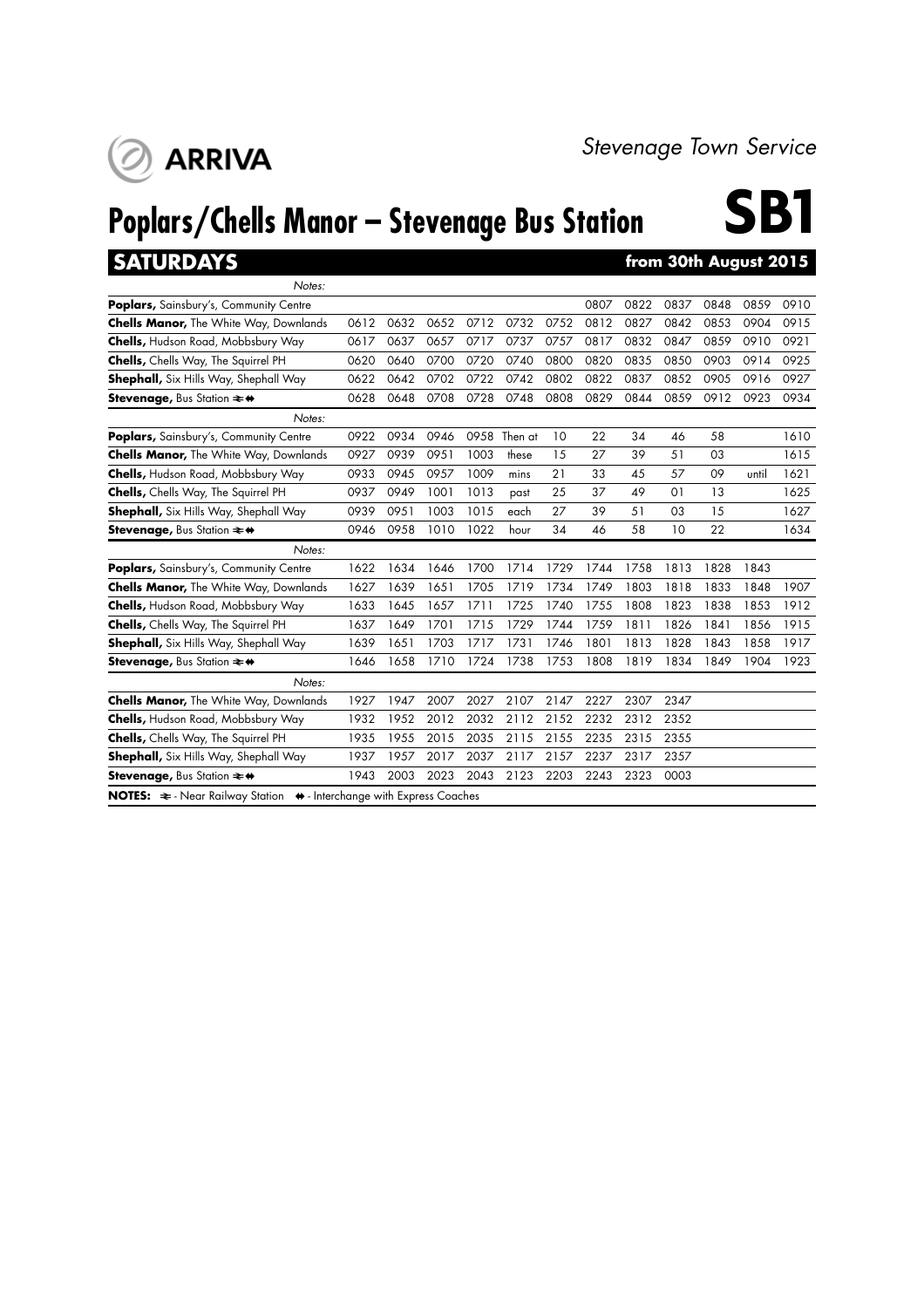ARRIVA

*Stevenage Town Service*

# Poplars/Chells Manor – Stevenage Bus Station SB1

## SATURDAYS from 30th August 2015

| *Notes:* | | | | | | | | | | | | |
|---|---|---|---|---|---|---|---|---|---|---|---|---|
| **Poplars,** Sainsbury's, Community Centre | | | | | | | 0807 | 0822 | 0837 | 0848 | 0859 | 0910 |
| **Chells Manor,** The White Way, Downlands | 0612 | 0632 | 0652 | 0712 | 0732 | 0752 | 0812 | 0827 | 0842 | 0853 | 0904 | 0915 |
| **Chells,** Hudson Road, Mobbsbury Way | 0617 | 0637 | 0657 | 0717 | 0737 | 0757 | 0817 | 0832 | 0847 | 0859 | 0910 | 0921 |
| **Chells,** Chells Way, The Squirrel PH | 0620 | 0640 | 0700 | 0720 | 0740 | 0800 | 0820 | 0835 | 0850 | 0903 | 0914 | 0925 |
| **Shephall,** Six Hills Way, Shephall Way | 0622 | 0642 | 0702 | 0722 | 0742 | 0802 | 0822 | 0837 | 0852 | 0905 | 0916 | 0927 |
| **Stevenage,** Bus Station ≥ ↔ | 0628 | 0648 | 0708 | 0728 | 0748 | 0808 | 0829 | 0844 | 0859 | 0912 | 0923 | 0934 |

| *Notes:* | | | | | | | | | | | | |
|---|---|---|---|---|---|---|---|---|---|---|---|---|
| **Poplars,** Sainsbury's, Community Centre | 0922 | 0934 | 0946 | 0958 | Then at | 10 | 22 | 34 | 46 | 58 | | 1610 |
| **Chells Manor,** The White Way, Downlands | 0927 | 0939 | 0951 | 1003 | these | 15 | 27 | 39 | 51 | 03 | | 1615 |
| **Chells,** Hudson Road, Mobbsbury Way | 0933 | 0945 | 0957 | 1009 | mins | 21 | 33 | 45 | 57 | 09 | until | 1621 |
| **Chells,** Chells Way, The Squirrel PH | 0937 | 0949 | 1001 | 1013 | past | 25 | 37 | 49 | 01 | 13 | | 1625 |
| **Shephall,** Six Hills Way, Shephall Way | 0939 | 0951 | 1003 | 1015 | each | 27 | 39 | 51 | 03 | 15 | | 1627 |
| **Stevenage,** Bus Station ≥ ↔ | 0946 | 0958 | 1010 | 1022 | hour | 34 | 46 | 58 | 10 | 22 | | 1634 |

| *Notes:* | | | | | | | | | | | | |
|---|---|---|---|---|---|---|---|---|---|---|---|---|
| **Poplars,** Sainsbury's, Community Centre | 1622 | 1634 | 1646 | 1700 | 1714 | 1729 | 1744 | 1758 | 1813 | 1828 | 1843 | |
| **Chells Manor,** The White Way, Downlands | 1627 | 1639 | 1651 | 1705 | 1719 | 1734 | 1749 | 1803 | 1818 | 1833 | 1848 | 1907 |
| **Chells,** Hudson Road, Mobbsbury Way | 1633 | 1645 | 1657 | 1711 | 1725 | 1740 | 1755 | 1808 | 1823 | 1838 | 1853 | 1912 |
| **Chells,** Chells Way, The Squirrel PH | 1637 | 1649 | 1701 | 1715 | 1729 | 1744 | 1759 | 1811 | 1826 | 1841 | 1856 | 1915 |
| **Shephall,** Six Hills Way, Shephall Way | 1639 | 1651 | 1703 | 1717 | 1731 | 1746 | 1801 | 1813 | 1828 | 1843 | 1858 | 1917 |
| **Stevenage,** Bus Station ≥ ↔ | 1646 | 1658 | 1710 | 1724 | 1738 | 1753 | 1808 | 1819 | 1834 | 1849 | 1904 | 1923 |

| *Notes:* | | | | | | | | | |
|---|---|---|---|---|---|---|---|---|---|
| **Chells Manor,** The White Way, Downlands | 1927 | 1947 | 2007 | 2027 | 2107 | 2147 | 2227 | 2307 | 2347 |
| **Chells,** Hudson Road, Mobbsbury Way | 1932 | 1952 | 2012 | 2032 | 2112 | 2152 | 2232 | 2312 | 2352 |
| **Chells,** Chells Way, The Squirrel PH | 1935 | 1955 | 2015 | 2035 | 2115 | 2155 | 2235 | 2315 | 2355 |
| **Shephall,** Six Hills Way, Shephall Way | 1937 | 1957 | 2017 | 2037 | 2117 | 2157 | 2237 | 2317 | 2357 |
| **Stevenage,** Bus Station ≥ ↔ | 1943 | 2003 | 2023 | 2043 | 2123 | 2203 | 2243 | 2323 | 0003 |

**NOTES:** ≥ - Near Railway Station ↔ - Interchange with Express Coaches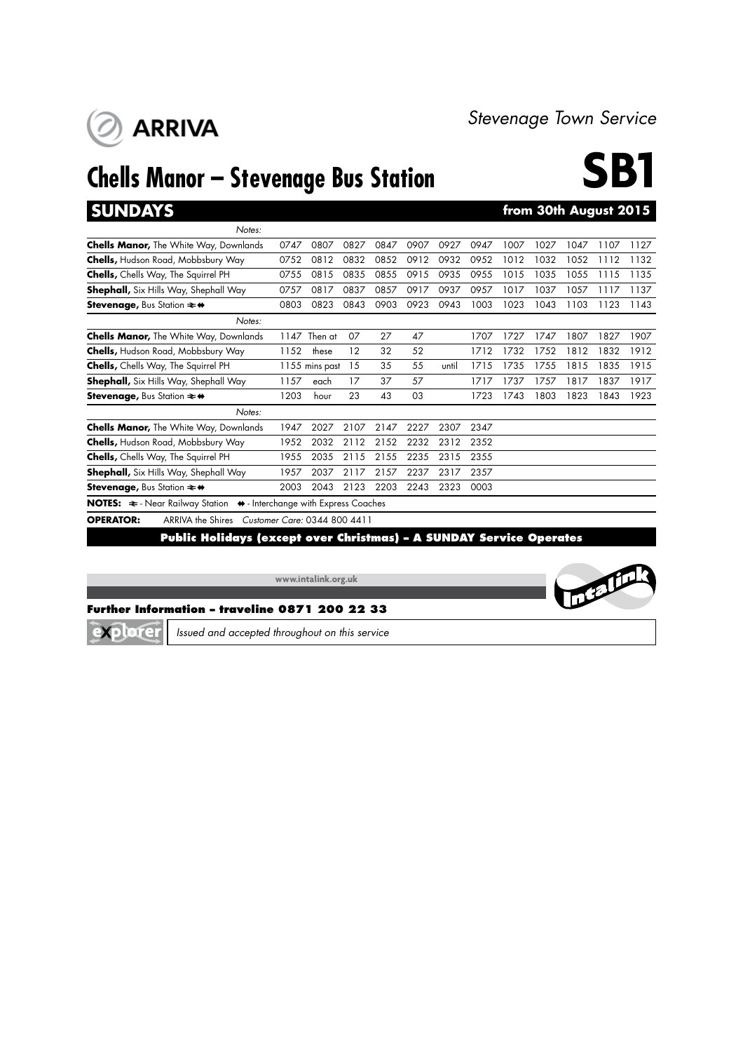ARRIVA

*Stevenage Town Service*

# Chells Manor – Stevenage Bus Station

# SB1

## SUNDAYS — from 30th August 2015

| Notes: | | | | | | | | | | | | |
|---|---|---|---|---|---|---|---|---|---|---|---|---|
| **Chells Manor,** The White Way, Downlands | 0747 | 0807 | 0827 | 0847 | 0907 | 0927 | 0947 | 1007 | 1027 | 1047 | 1107 | 1127 |
| **Chells,** Hudson Road, Mobbsbury Way | 0752 | 0812 | 0832 | 0852 | 0912 | 0932 | 0952 | 1012 | 1032 | 1052 | 1112 | 1132 |
| **Chells,** Chells Way, The Squirrel PH | 0755 | 0815 | 0835 | 0855 | 0915 | 0935 | 0955 | 1015 | 1035 | 1055 | 1115 | 1135 |
| **Shephall,** Six Hills Way, Shephall Way | 0757 | 0817 | 0837 | 0857 | 0917 | 0937 | 0957 | 1017 | 1037 | 1057 | 1117 | 1137 |
| **Stevenage,** Bus Station ≹ ⇹ | 0803 | 0823 | 0843 | 0903 | 0923 | 0943 | 1003 | 1023 | 1043 | 1103 | 1123 | 1143 |

| Notes: | | | | | | | | | | | | |
|---|---|---|---|---|---|---|---|---|---|---|---|---|
| **Chells Manor,** The White Way, Downlands | 1147 | Then at | 07 | 27 | 47 | | 1707 | 1727 | 1747 | 1807 | 1827 | 1907 |
| **Chells,** Hudson Road, Mobbsbury Way | 1152 | these | 12 | 32 | 52 | | 1712 | 1732 | 1752 | 1812 | 1832 | 1912 |
| **Chells,** Chells Way, The Squirrel PH | 1155 | mins past | 15 | 35 | 55 | until | 1715 | 1735 | 1755 | 1815 | 1835 | 1915 |
| **Shephall,** Six Hills Way, Shephall Way | 1157 | each | 17 | 37 | 57 | | 1717 | 1737 | 1757 | 1817 | 1837 | 1917 |
| **Stevenage,** Bus Station ≹ ⇹ | 1203 | hour | 23 | 43 | 03 | | 1723 | 1743 | 1803 | 1823 | 1843 | 1923 |

| Notes: | | | | | | | |
|---|---|---|---|---|---|---|---|
| **Chells Manor,** The White Way, Downlands | 1947 | 2027 | 2107 | 2147 | 2227 | 2307 | 2347 |
| **Chells,** Hudson Road, Mobbsbury Way | 1952 | 2032 | 2112 | 2152 | 2232 | 2312 | 2352 |
| **Chells,** Chells Way, The Squirrel PH | 1955 | 2035 | 2115 | 2155 | 2235 | 2315 | 2355 |
| **Shephall,** Six Hills Way, Shephall Way | 1957 | 2037 | 2117 | 2157 | 2237 | 2317 | 2357 |
| **Stevenage,** Bus Station ≹ ⇹ | 2003 | 2043 | 2123 | 2203 | 2243 | 2323 | 0003 |

**NOTES:** ≹ - Near Railway Station ⇹ - Interchange with Express Coaches

**OPERATOR:** ARRIVA the Shires *Customer Care: 0344 800 4411*

**Public Holidays (except over Christmas) – A SUNDAY Service Operates**

www.intalink.org.uk

Intalink

**Further Information – traveline 0871 200 22 33**

explorer *Issued and accepted throughout on this service*